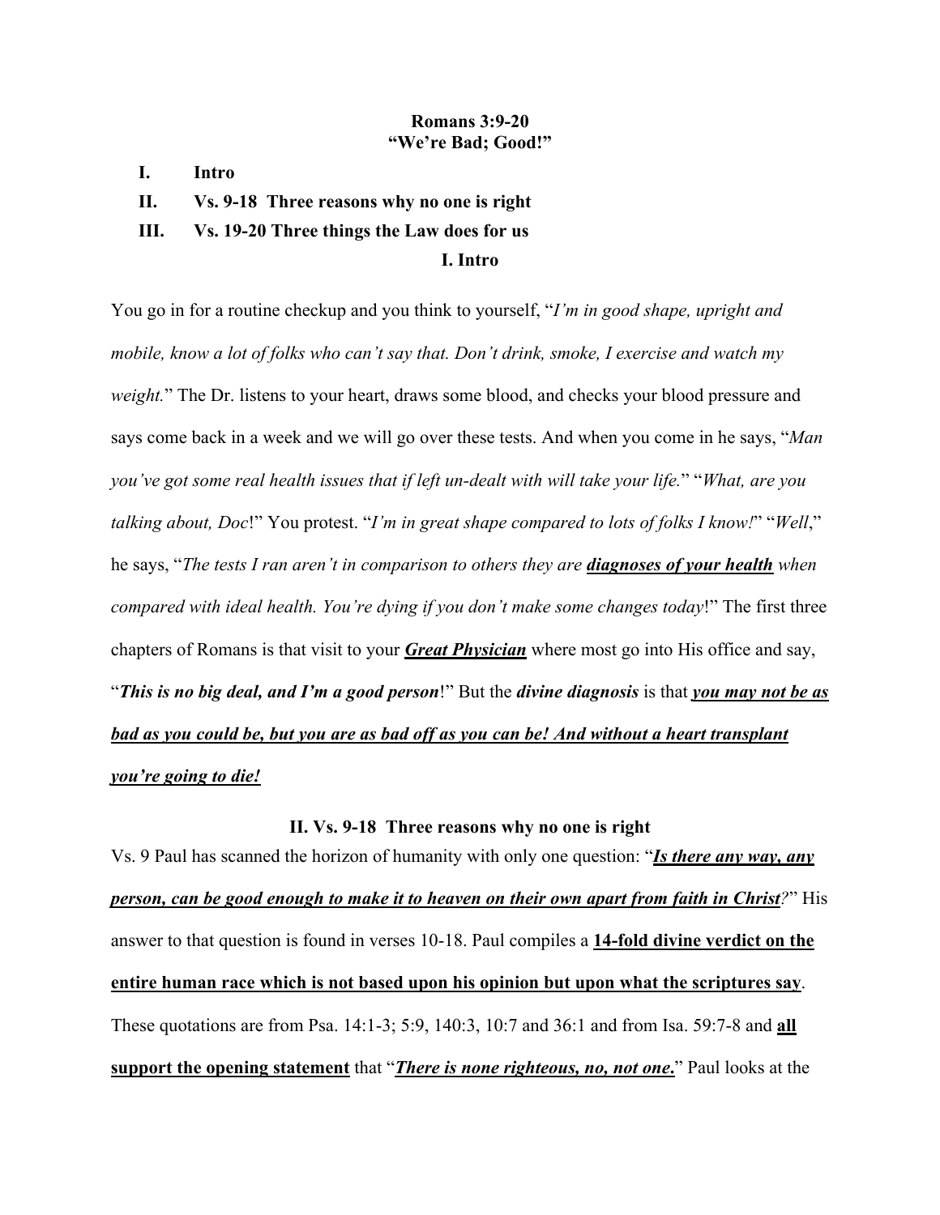# Romans 3:9-20
## "We're Bad; Good!"

I. **Intro**

II. **Vs. 9-18 Three reasons why no one is right**

III. **Vs. 19-20 Three things the Law does for us**

## I. Intro

You go in for a routine checkup and you think to yourself, "*I'm in good shape, upright and mobile, know a lot of folks who can't say that. Don't drink, smoke, I exercise and watch my weight.*" The Dr. listens to your heart, draws some blood, and checks your blood pressure and says come back in a week and we will go over these tests. And when you come in he says, "*Man you've got some real health issues that if left un-dealt with will take your life.*" "*What, are you talking about, Doc*!" You protest. "*I'm in great shape compared to lots of folks I know!*" "*Well*," he says, "*The tests I ran aren't in comparison to others they are* ***diagnoses of your health*** *when compared with ideal health. You're dying if you don't make some changes today*!" The first three chapters of Romans is that visit to your ***Great Physician*** where most go into His office and say, "***This is no big deal, and I'm a good person***!" But the ***divine diagnosis*** is that ***you may not be as bad as you could be, but you are as bad off as you can be! And without a heart transplant you're going to die!***

## II. Vs. 9-18 Three reasons why no one is right

Vs. 9 Paul has scanned the horizon of humanity with only one question: "***Is there any way, any person, can be good enough to make it to heaven on their own apart from faith in Christ****?*" His answer to that question is found in verses 10-18. Paul compiles a **14-fold divine verdict on the entire human race which is not based upon his opinion but upon what the scriptures say**. These quotations are from Psa. 14:1-3; 5:9, 140:3, 10:7 and 36:1 and from Isa. 59:7-8 and **all support the opening statement** that "***There is none righteous, no, not one.***" Paul looks at the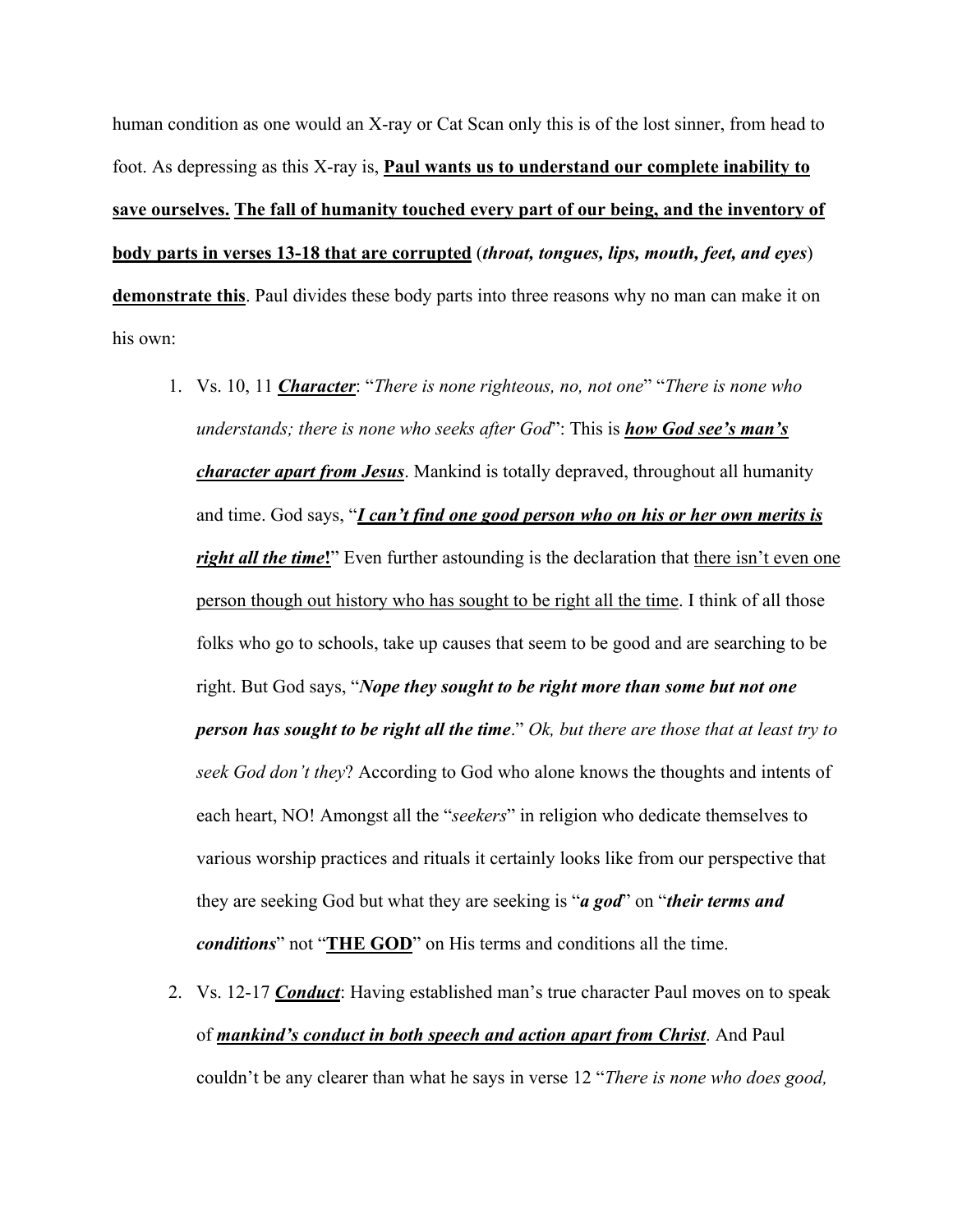human condition as one would an X-ray or Cat Scan only this is of the lost sinner, from head to foot. As depressing as this X-ray is, <u>**Paul wants us to understand our complete inability to save ourselves.**</u> <u>**The fall of humanity touched every part of our being, and the inventory of body parts in verses 13-18 that are corrupted**</u> (***throat, tongues, lips, mouth, feet, and eyes***) <u>**demonstrate this**</u>. Paul divides these body parts into three reasons why no man can make it on his own:

1. Vs. 10, 11 <u>***Character***</u>: "*There is none righteous, no, not one*" "*There is none who understands; there is none who seeks after God*": This is <u>***how God see's man's character apart from Jesus***</u>. Mankind is totally depraved, throughout all humanity and time. God says, "<u>***I can't find one good person who on his or her own merits is right all the time!***</u>" Even further astounding is the declaration that <u>there isn't even one person though out history who has sought to be right all the time</u>. I think of all those folks who go to schools, take up causes that seem to be good and are searching to be right. But God says, "***Nope they sought to be right more than some but not one person has sought to be right all the time***." *Ok, but there are those that at least try to seek God don't they*? According to God who alone knows the thoughts and intents of each heart, NO! Amongst all the "*seekers*" in religion who dedicate themselves to various worship practices and rituals it certainly looks like from our perspective that they are seeking God but what they are seeking is "***a god***" on "***their terms and conditions***" not "<u>**THE GOD**</u>" on His terms and conditions all the time.

2. Vs. 12-17 <u>***Conduct***</u>: Having established man's true character Paul moves on to speak of <u>***mankind's conduct in both speech and action apart from Christ***</u>. And Paul couldn't be any clearer than what he says in verse 12 "*There is none who does good,*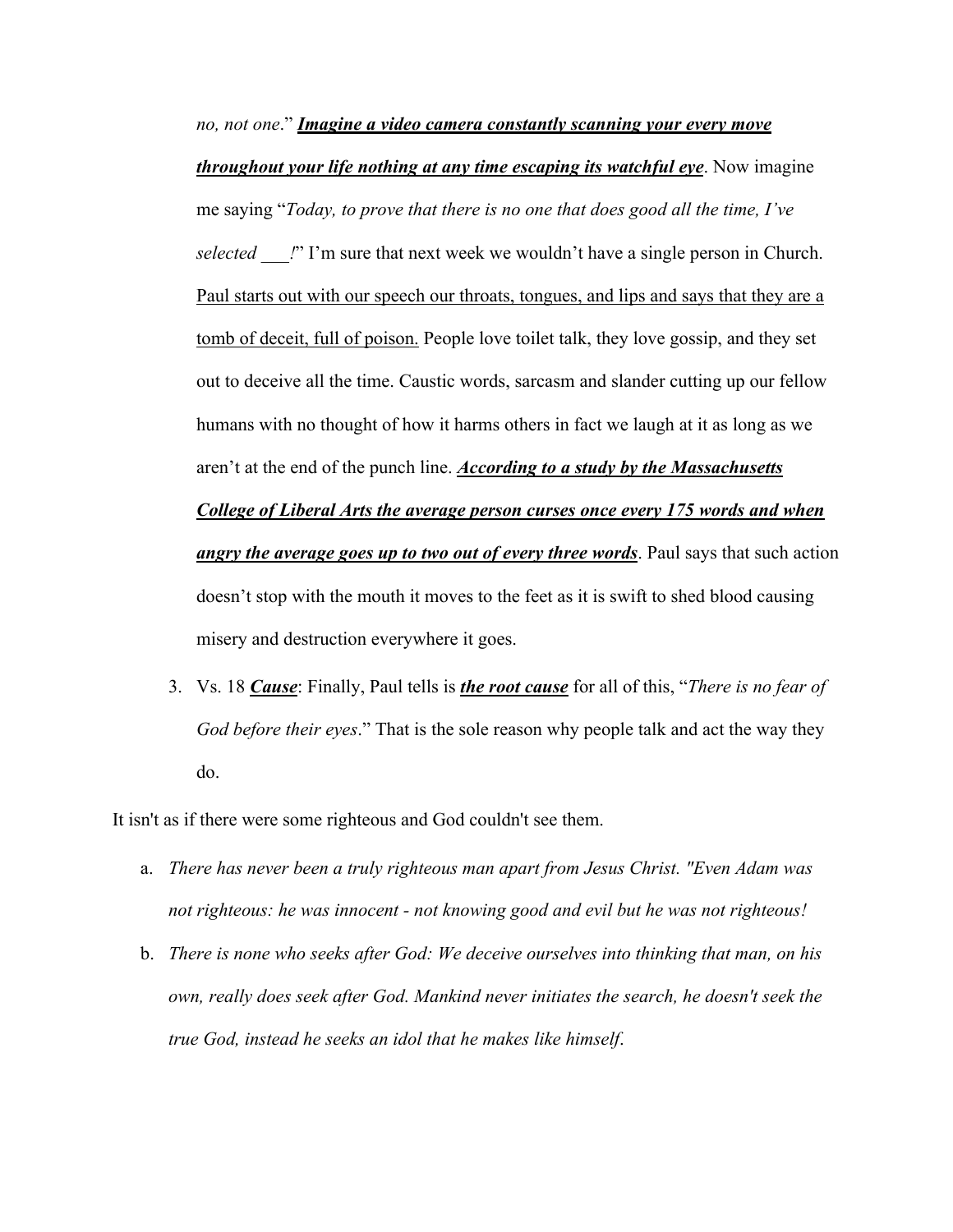*no, not one*." ***Imagine a video camera constantly scanning your every move throughout your life nothing at any time escaping its watchful eye***. Now imagine me saying "*Today, to prove that there is no one that does good all the time, I've selected \_\_\_!*" I'm sure that next week we wouldn't have a single person in Church. Paul starts out with our speech our throats, tongues, and lips and says that they are a tomb of deceit, full of poison. People love toilet talk, they love gossip, and they set out to deceive all the time. Caustic words, sarcasm and slander cutting up our fellow humans with no thought of how it harms others in fact we laugh at it as long as we aren't at the end of the punch line. ***According to a study by the Massachusetts College of Liberal Arts the average person curses once every 175 words and when angry the average goes up to two out of every three words***. Paul says that such action doesn't stop with the mouth it moves to the feet as it is swift to shed blood causing misery and destruction everywhere it goes.

3. Vs. 18 ***Cause***: Finally, Paul tells is ***the root cause*** for all of this, "*There is no fear of God before their eyes*." That is the sole reason why people talk and act the way they do.

It isn't as if there were some righteous and God couldn't see them.

a. *There has never been a truly righteous man apart from Jesus Christ. "Even Adam was not righteous: he was innocent - not knowing good and evil but he was not righteous!*
b. *There is none who seeks after God: We deceive ourselves into thinking that man, on his own, really does seek after God. Mankind never initiates the search, he doesn't seek the true God, instead he seeks an idol that he makes like himself.*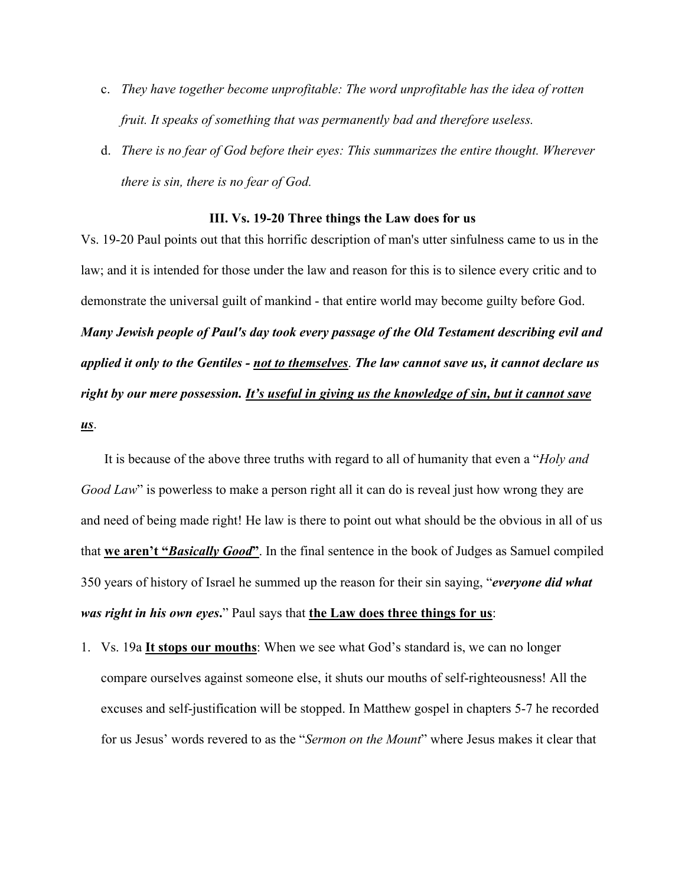c. *They have together become unprofitable: The word unprofitable has the idea of rotten fruit. It speaks of something that was permanently bad and therefore useless.*

d. *There is no fear of God before their eyes: This summarizes the entire thought. Wherever there is sin, there is no fear of God.*

### III. Vs. 19-20 Three things the Law does for us

Vs. 19-20 Paul points out that this horrific description of man's utter sinfulness came to us in the law; and it is intended for those under the law and reason for this is to silence every critic and to demonstrate the universal guilt of mankind - that entire world may become guilty before God. ***Many Jewish people of Paul's day took every passage of the Old Testament describing evil and applied it only to the Gentiles - <u>not to themselves</u>. The law cannot save us, it cannot declare us right by our mere possession. <u>It's useful in giving us the knowledge of sin, but it cannot save us</u>.***

It is because of the above three truths with regard to all of humanity that even a "*Holy and Good Law*" is powerless to make a person right all it can do is reveal just how wrong they are and need of being made right! He law is there to point out what should be the obvious in all of us that **<u>we aren't "*Basically Good*"</u>**. In the final sentence in the book of Judges as Samuel compiled 350 years of history of Israel he summed up the reason for their sin saying, "***everyone did what was right in his own eyes***." Paul says that **<u>the Law does three things for us</u>**:

1. Vs. 19a **<u>It stops our mouths</u>**: When we see what God's standard is, we can no longer compare ourselves against someone else, it shuts our mouths of self-righteousness! All the excuses and self-justification will be stopped. In Matthew gospel in chapters 5-7 he recorded for us Jesus' words revered to as the "*Sermon on the Mount*" where Jesus makes it clear that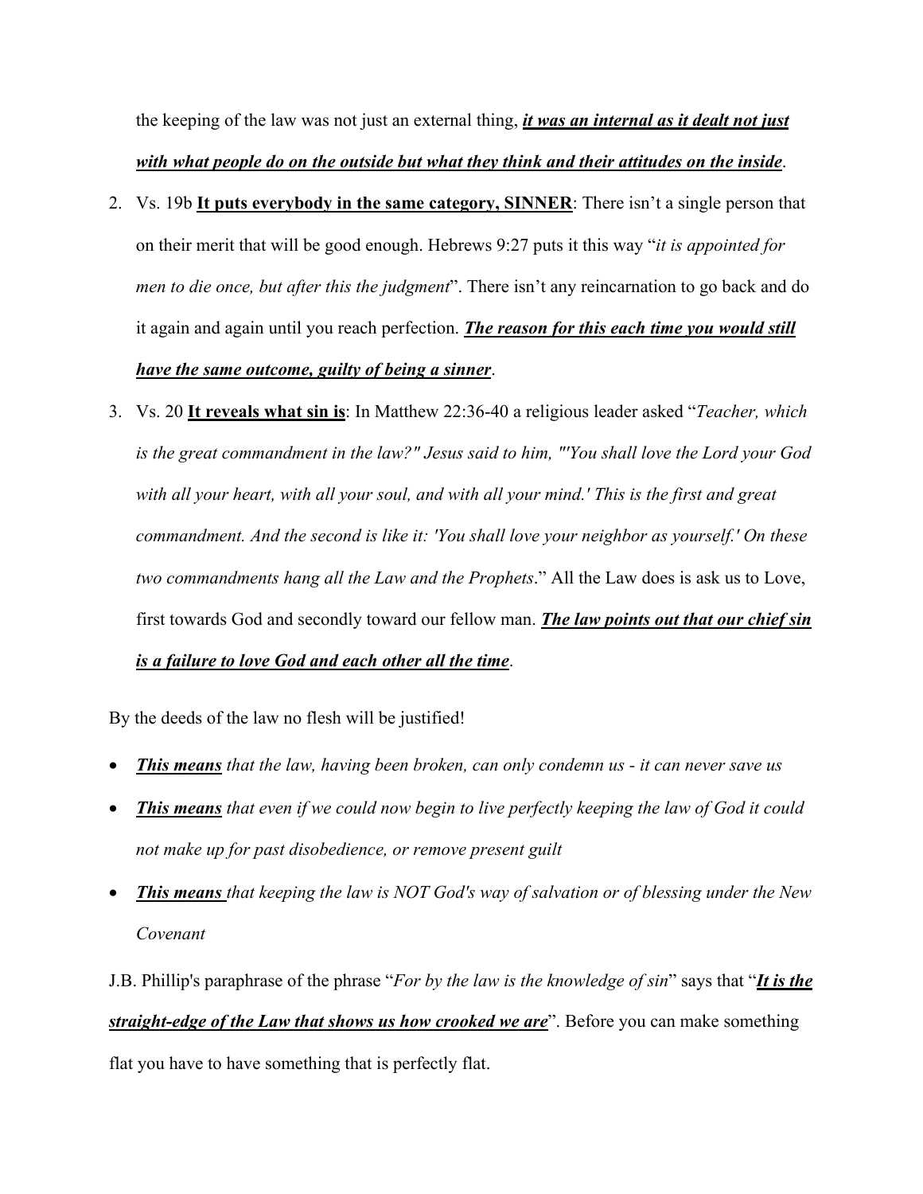the keeping of the law was not just an external thing, ***<u>it was an internal as it dealt not just with what people do on the outside but what they think and their attitudes on the inside</u>***.

2. Vs. 19b **<u>It puts everybody in the same category, SINNER</u>**: There isn't a single person that on their merit that will be good enough. Hebrews 9:27 puts it this way "*it is appointed for men to die once, but after this the judgment*". There isn't any reincarnation to go back and do it again and again until you reach perfection. ***<u>The reason for this each time you would still have the same outcome, guilty of being a sinner</u>***.
3. Vs. 20 **<u>It reveals what sin is</u>**: In Matthew 22:36-40 a religious leader asked "*Teacher, which is the great commandment in the law?" Jesus said to him, "'You shall love the Lord your God with all your heart, with all your soul, and with all your mind.' This is the first and great commandment. And the second is like it: 'You shall love your neighbor as yourself.' On these two commandments hang all the Law and the Prophets*." All the Law does is ask us to Love, first towards God and secondly toward our fellow man. ***<u>The law points out that our chief sin is a failure to love God and each other all the time</u>***.

By the deeds of the law no flesh will be justified!

- ***<u>This means</u>*** *that the law, having been broken, can only condemn us - it can never save us*
- ***<u>This means</u>*** *that even if we could now begin to live perfectly keeping the law of God it could not make up for past disobedience, or remove present guilt*
- ***<u>This means</u>*** *that keeping the law is NOT God's way of salvation or of blessing under the New Covenant*

J.B. Phillip's paraphrase of the phrase "*For by the law is the knowledge of sin*" says that "***<u>It is the straight-edge of the Law that shows us how crooked we are</u>***". Before you can make something flat you have to have something that is perfectly flat.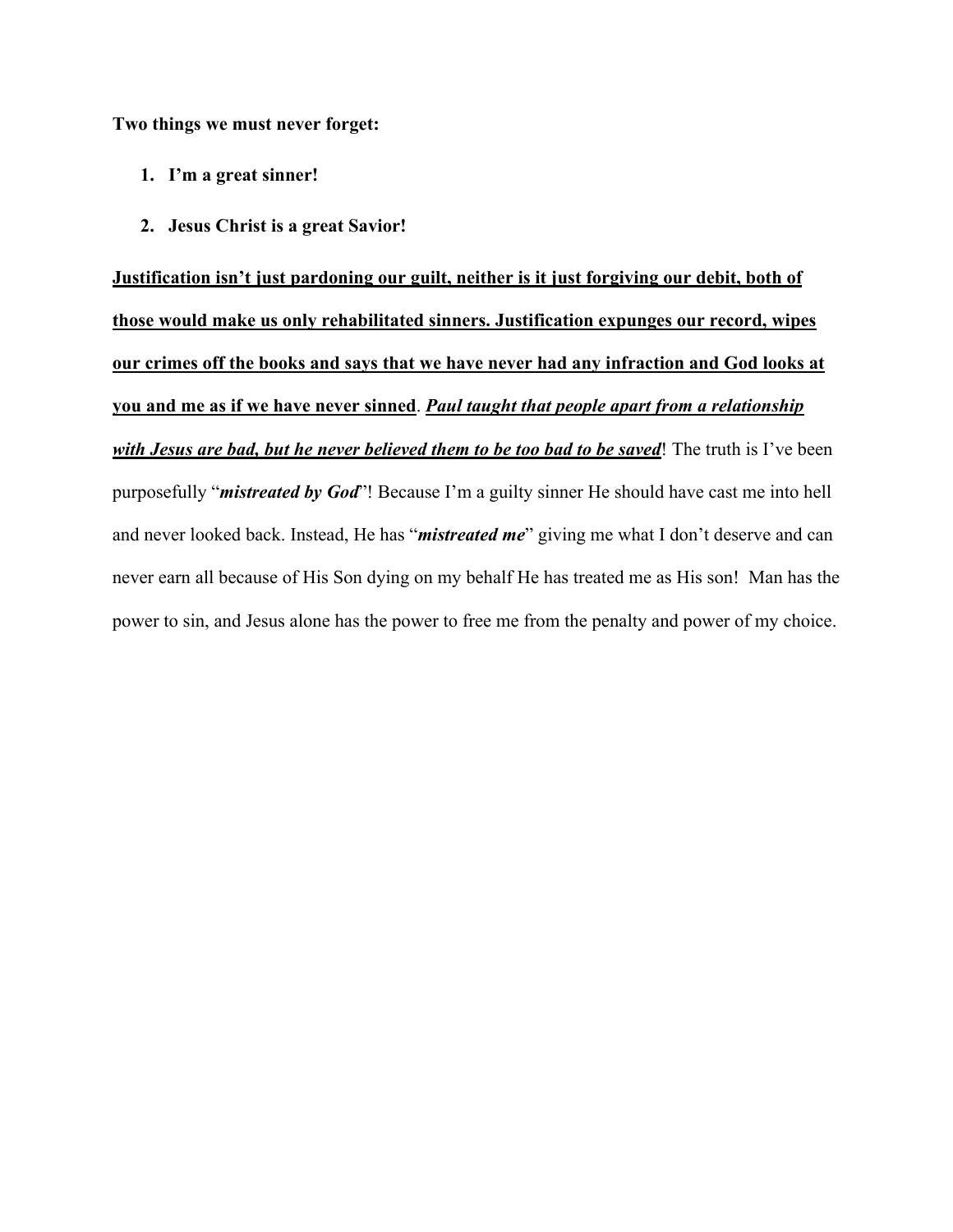**Two things we must never forget:**

1. **I'm a great sinner!**
2. **Jesus Christ is a great Savior!**

<u>**Justification isn't just pardoning our guilt, neither is it just forgiving our debit, both of those would make us only rehabilitated sinners. Justification expunges our record, wipes our crimes off the books and says that we have never had any infraction and God looks at you and me as if we have never sinned**</u>. <u>***Paul taught that people apart from a relationship with Jesus are bad, but he never believed them to be too bad to be saved***</u>! The truth is I've been purposefully "***mistreated by God***"! Because I'm a guilty sinner He should have cast me into hell and never looked back. Instead, He has "***mistreated me***" giving me what I don't deserve and can never earn all because of His Son dying on my behalf He has treated me as His son! Man has the power to sin, and Jesus alone has the power to free me from the penalty and power of my choice.